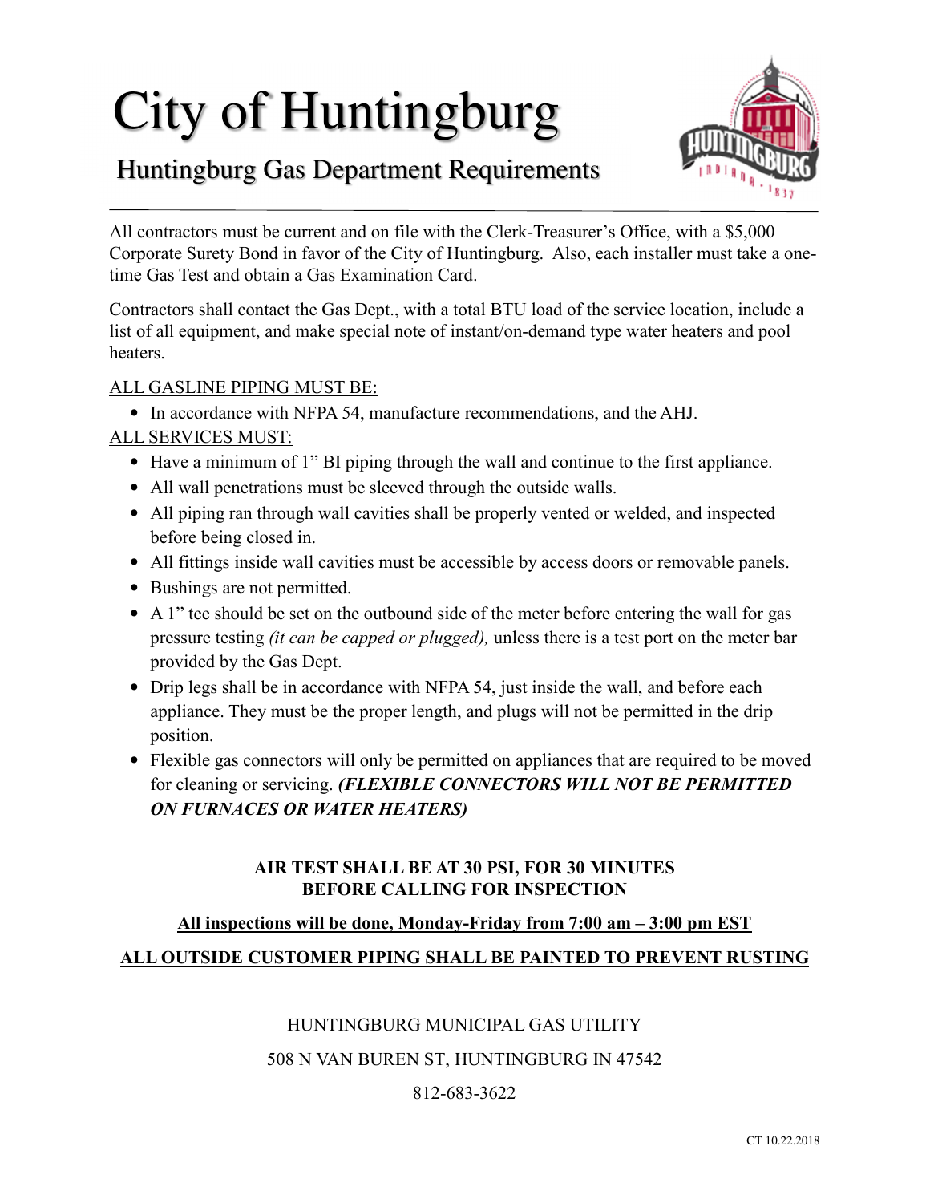# City of Huntingburg

## Huntingburg Gas Department Requirements

All contractors must be current and on file with the Clerk-Treasurer's Office, with a $5,000 Corporate Surety Bond in favor of the City of Huntingburg. Also, each installer must take a one-time Gas Test and obtain a Gas Examination Card.

Contractors shall contact the Gas Dept., with a total BTU load of the service location, include a list of all equipment, and make special note of instant/on-demand type water heaters and pool heaters.

<u>ALL GASLINE PIPING MUST BE:</u>

- In accordance with NFPA 54, manufacture recommendations, and the AHJ.

<u>ALL SERVICES MUST:</u>

- Have a minimum of 1" BI piping through the wall and continue to the first appliance.
- All wall penetrations must be sleeved through the outside walls.
- All piping ran through wall cavities shall be properly vented or welded, and inspected before being closed in.
- All fittings inside wall cavities must be accessible by access doors or removable panels.
- Bushings are not permitted.
- A 1" tee should be set on the outbound side of the meter before entering the wall for gas pressure testing *(it can be capped or plugged),* unless there is a test port on the meter bar provided by the Gas Dept.
- Drip legs shall be in accordance with NFPA 54, just inside the wall, and before each appliance. They must be the proper length, and plugs will not be permitted in the drip position.
- Flexible gas connectors will only be permitted on appliances that are required to be moved for cleaning or servicing. ***(FLEXIBLE CONNECTORS WILL NOT BE PERMITTED ON FURNACES OR WATER HEATERS)***

**AIR TEST SHALL BE AT 30 PSI, FOR 30 MINUTES**
**BEFORE CALLING FOR INSPECTION**

**<u>All inspections will be done, Monday-Friday from 7:00 am – 3:00 pm EST</u>**

**<u>ALL OUTSIDE CUSTOMER PIPING SHALL BE PAINTED TO PREVENT RUSTING</u>**

HUNTINGBURG MUNICIPAL GAS UTILITY

508 N VAN BUREN ST, HUNTINGBURG IN 47542

812-683-3622

CT 10.22.2018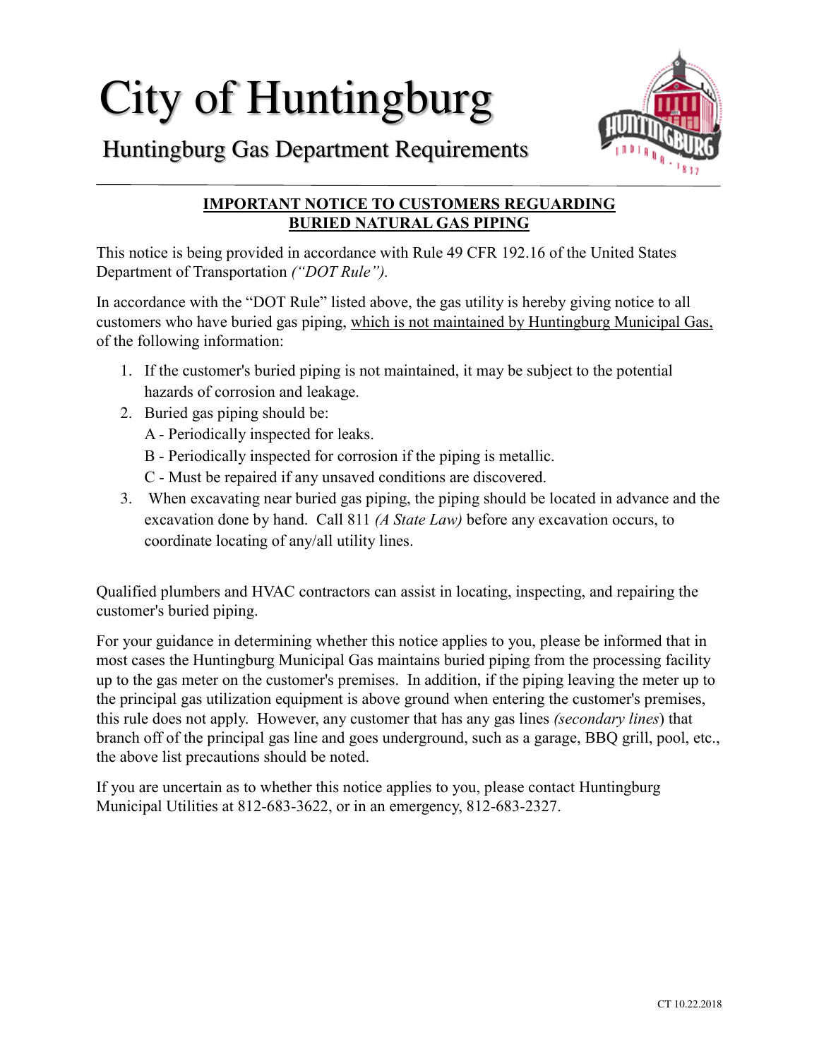# City of Huntingburg

## Huntingburg Gas Department Requirements

**IMPORTANT NOTICE TO CUSTOMERS REGUARDING BURIED NATURAL GAS PIPING**

This notice is being provided in accordance with Rule 49 CFR 192.16 of the United States Department of Transportation *("DOT Rule")*.

In accordance with the "DOT Rule" listed above, the gas utility is hereby giving notice to all customers who have buried gas piping, <u>which is not maintained by Huntingburg Municipal Gas,</u> of the following information:

1. If the customer's buried piping is not maintained, it may be subject to the potential hazards of corrosion and leakage.
2. Buried gas piping should be:
   A - Periodically inspected for leaks.
   B - Periodically inspected for corrosion if the piping is metallic.
   C - Must be repaired if any unsaved conditions are discovered.
3. When excavating near buried gas piping, the piping should be located in advance and the excavation done by hand. Call 811 *(A State Law)* before any excavation occurs, to coordinate locating of any/all utility lines.

Qualified plumbers and HVAC contractors can assist in locating, inspecting, and repairing the customer's buried piping.

For your guidance in determining whether this notice applies to you, please be informed that in most cases the Huntingburg Municipal Gas maintains buried piping from the processing facility up to the gas meter on the customer's premises. In addition, if the piping leaving the meter up to the principal gas utilization equipment is above ground when entering the customer's premises, this rule does not apply. However, any customer that has any gas lines *(secondary lines)* that branch off of the principal gas line and goes underground, such as a garage, BBQ grill, pool, etc., the above list precautions should be noted.

If you are uncertain as to whether this notice applies to you, please contact Huntingburg Municipal Utilities at 812-683-3622, or in an emergency, 812-683-2327.

CT 10.22.2018